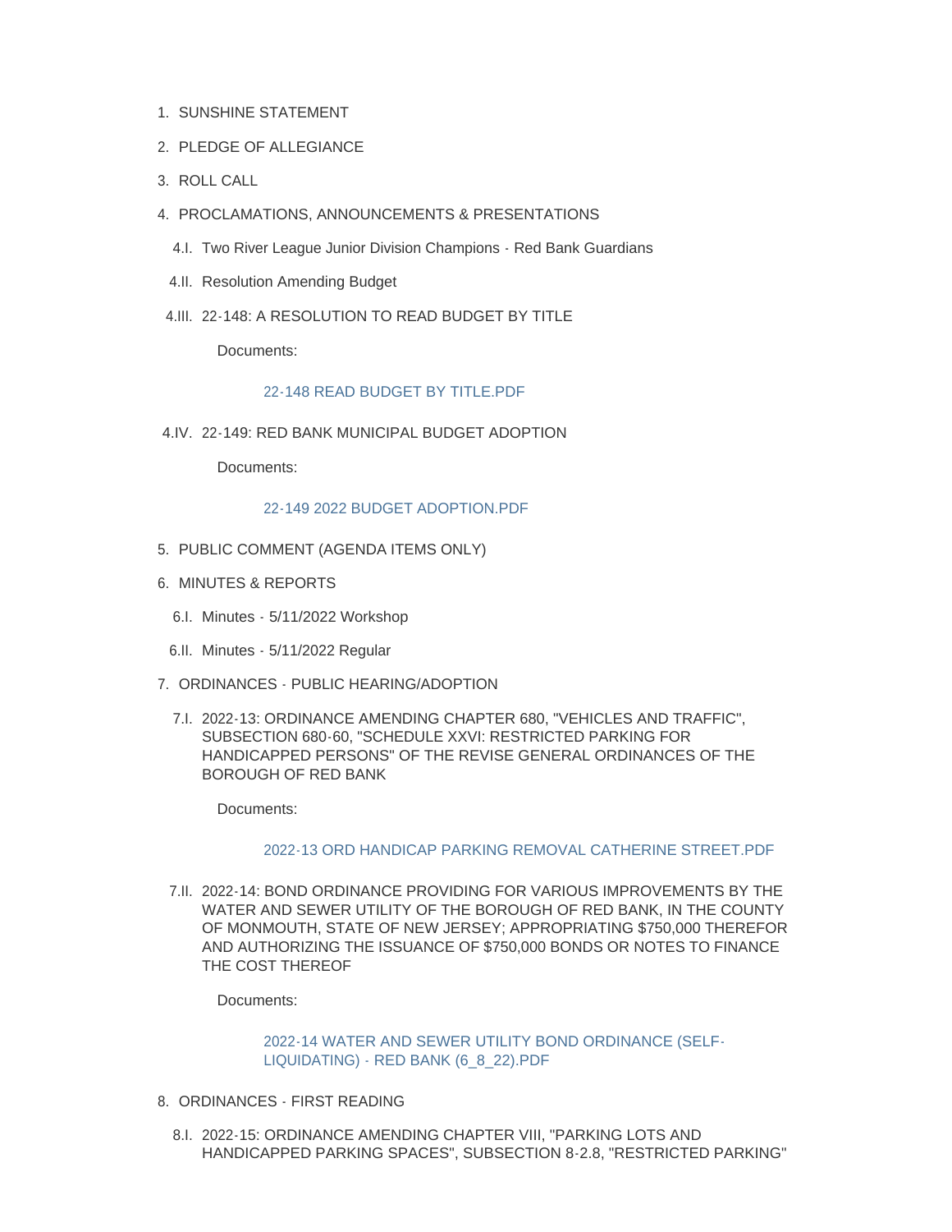1. SUNSHINE STATEMENT
2. PLEDGE OF ALLEGIANCE
3. ROLL CALL
4. PROCLAMATIONS, ANNOUNCEMENTS & PRESENTATIONS
   - 4.I. Two River League Junior Division Champions - Red Bank Guardians
   - 4.II. Resolution Amending Budget
   - 4.III. 22-148: A RESOLUTION TO READ BUDGET BY TITLE

     Documents:

     22-148 READ BUDGET BY TITLE.PDF

   - 4.IV. 22-149: RED BANK MUNICIPAL BUDGET ADOPTION

     Documents:

     22-149 2022 BUDGET ADOPTION.PDF

5. PUBLIC COMMENT (AGENDA ITEMS ONLY)
6. MINUTES & REPORTS
   - 6.I. Minutes - 5/11/2022 Workshop
   - 6.II. Minutes - 5/11/2022 Regular
7. ORDINANCES - PUBLIC HEARING/ADOPTION
   - 7.I. 2022-13: ORDINANCE AMENDING CHAPTER 680, "VEHICLES AND TRAFFIC", SUBSECTION 680-60, "SCHEDULE XXVI: RESTRICTED PARKING FOR HANDICAPPED PERSONS" OF THE REVISE GENERAL ORDINANCES OF THE BOROUGH OF RED BANK

     Documents:

     2022-13 ORD HANDICAP PARKING REMOVAL CATHERINE STREET.PDF

   - 7.II. 2022-14: BOND ORDINANCE PROVIDING FOR VARIOUS IMPROVEMENTS BY THE WATER AND SEWER UTILITY OF THE BOROUGH OF RED BANK, IN THE COUNTY OF MONMOUTH, STATE OF NEW JERSEY; APPROPRIATING $750,000 THEREFOR AND AUTHORIZING THE ISSUANCE OF $750,000 BONDS OR NOTES TO FINANCE THE COST THEREOF

     Documents:

     2022-14 WATER AND SEWER UTILITY BOND ORDINANCE (SELF-LIQUIDATING) - RED BANK (6_8_22).PDF

8. ORDINANCES - FIRST READING
   - 8.I. 2022-15: ORDINANCE AMENDING CHAPTER VIII, "PARKING LOTS AND HANDICAPPED PARKING SPACES", SUBSECTION 8-2.8, "RESTRICTED PARKING"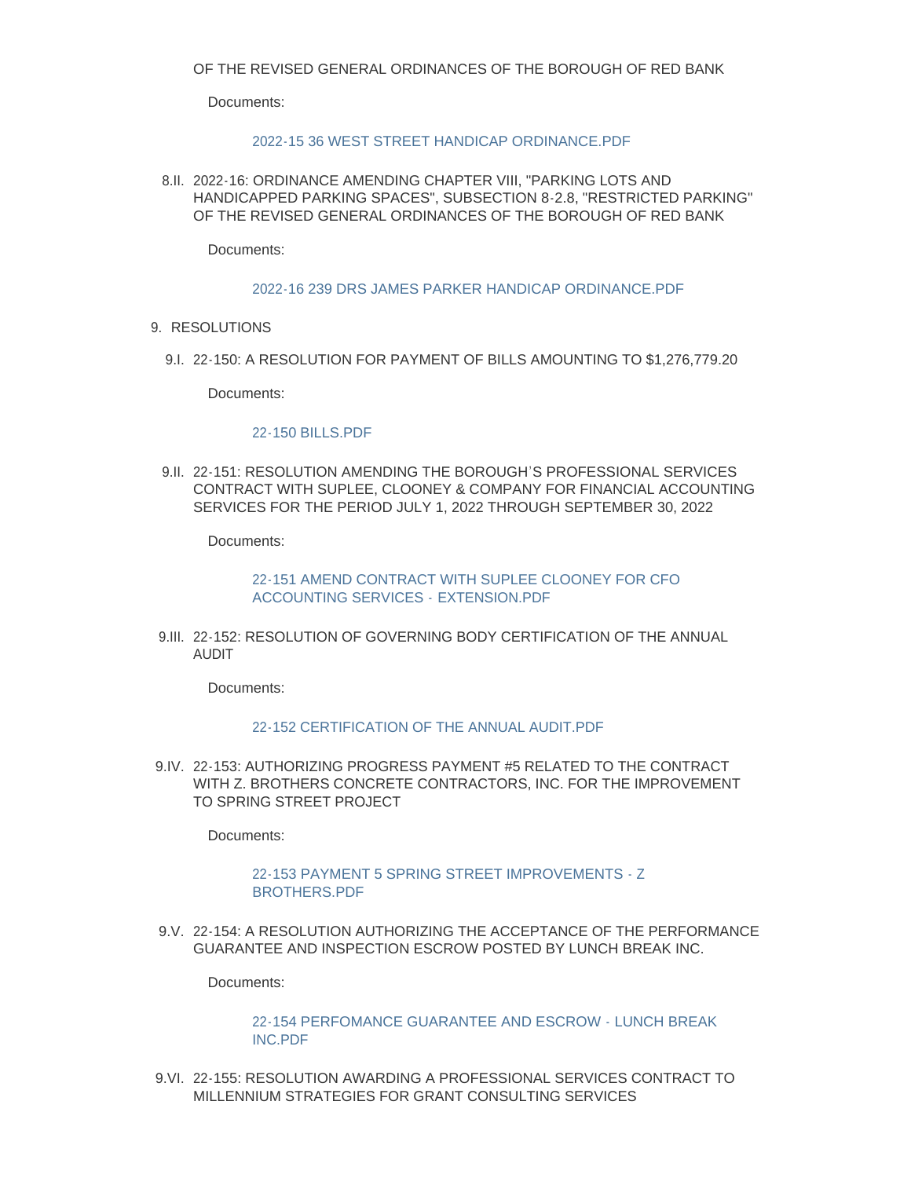OF THE REVISED GENERAL ORDINANCES OF THE BOROUGH OF RED BANK

Documents:

2022-15 36 WEST STREET HANDICAP ORDINANCE.PDF

8.II. 2022-16: ORDINANCE AMENDING CHAPTER VIII, "PARKING LOTS AND HANDICAPPED PARKING SPACES", SUBSECTION 8-2.8, "RESTRICTED PARKING" OF THE REVISED GENERAL ORDINANCES OF THE BOROUGH OF RED BANK

Documents:

2022-16 239 DRS JAMES PARKER HANDICAP ORDINANCE.PDF

9. RESOLUTIONS

9.I. 22-150: A RESOLUTION FOR PAYMENT OF BILLS AMOUNTING TO $1,276,779.20

Documents:

22-150 BILLS.PDF

9.II. 22-151: RESOLUTION AMENDING THE BOROUGH'S PROFESSIONAL SERVICES CONTRACT WITH SUPLEE, CLOONEY & COMPANY FOR FINANCIAL ACCOUNTING SERVICES FOR THE PERIOD JULY 1, 2022 THROUGH SEPTEMBER 30, 2022

Documents:

22-151 AMEND CONTRACT WITH SUPLEE CLOONEY FOR CFO ACCOUNTING SERVICES - EXTENSION.PDF

9.III. 22-152: RESOLUTION OF GOVERNING BODY CERTIFICATION OF THE ANNUAL AUDIT

Documents:

22-152 CERTIFICATION OF THE ANNUAL AUDIT.PDF

9.IV. 22-153: AUTHORIZING PROGRESS PAYMENT #5 RELATED TO THE CONTRACT WITH Z. BROTHERS CONCRETE CONTRACTORS, INC. FOR THE IMPROVEMENT TO SPRING STREET PROJECT

Documents:

22-153 PAYMENT 5 SPRING STREET IMPROVEMENTS - Z BROTHERS.PDF

9.V. 22-154: A RESOLUTION AUTHORIZING THE ACCEPTANCE OF THE PERFORMANCE GUARANTEE AND INSPECTION ESCROW POSTED BY LUNCH BREAK INC.

Documents:

22-154 PERFOMANCE GUARANTEE AND ESCROW - LUNCH BREAK INC.PDF

9.VI. 22-155: RESOLUTION AWARDING A PROFESSIONAL SERVICES CONTRACT TO MILLENNIUM STRATEGIES FOR GRANT CONSULTING SERVICES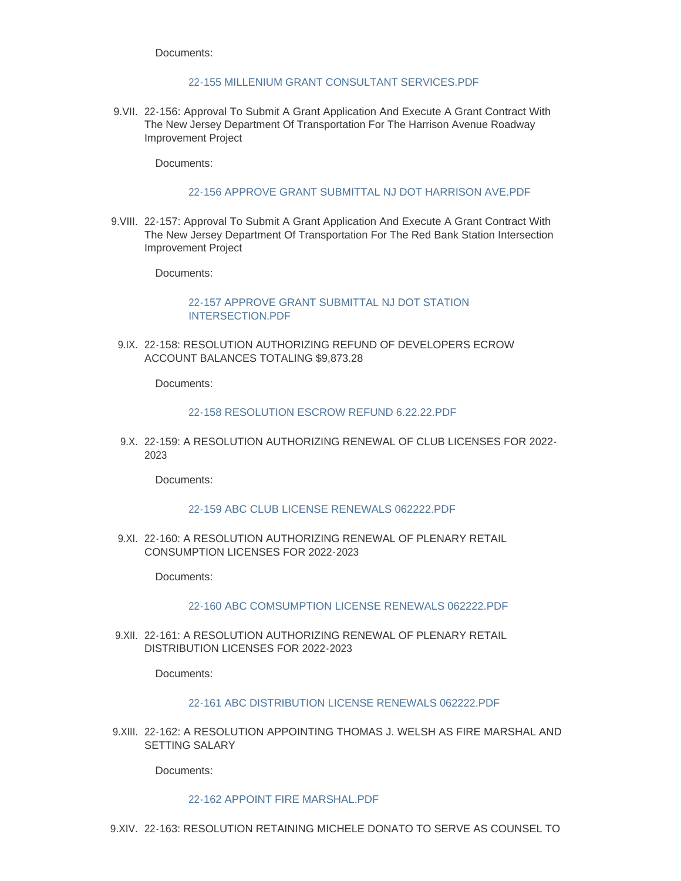Documents:

22-155 MILLENIUM GRANT CONSULTANT SERVICES.PDF

9.VII. 22-156: Approval To Submit A Grant Application And Execute A Grant Contract With The New Jersey Department Of Transportation For The Harrison Avenue Roadway Improvement Project

Documents:

22-156 APPROVE GRANT SUBMITTAL NJ DOT HARRISON AVE.PDF

9.VIII. 22-157: Approval To Submit A Grant Application And Execute A Grant Contract With The New Jersey Department Of Transportation For The Red Bank Station Intersection Improvement Project

Documents:

22-157 APPROVE GRANT SUBMITTAL NJ DOT STATION INTERSECTION.PDF

9.IX. 22-158: RESOLUTION AUTHORIZING REFUND OF DEVELOPERS ECROW ACCOUNT BALANCES TOTALING $9,873.28

Documents:

22-158 RESOLUTION ESCROW REFUND 6.22.22.PDF

9.X. 22-159: A RESOLUTION AUTHORIZING RENEWAL OF CLUB LICENSES FOR 2022-2023

Documents:

22-159 ABC CLUB LICENSE RENEWALS 062222.PDF

9.XI. 22-160: A RESOLUTION AUTHORIZING RENEWAL OF PLENARY RETAIL CONSUMPTION LICENSES FOR 2022-2023

Documents:

22-160 ABC COMSUMPTION LICENSE RENEWALS 062222.PDF

9.XII. 22-161: A RESOLUTION AUTHORIZING RENEWAL OF PLENARY RETAIL DISTRIBUTION LICENSES FOR 2022-2023

Documents:

22-161 ABC DISTRIBUTION LICENSE RENEWALS 062222.PDF

9.XIII. 22-162: A RESOLUTION APPOINTING THOMAS J. WELSH AS FIRE MARSHAL AND SETTING SALARY

Documents:

22-162 APPOINT FIRE MARSHAL.PDF

9.XIV. 22-163: RESOLUTION RETAINING MICHELE DONATO TO SERVE AS COUNSEL TO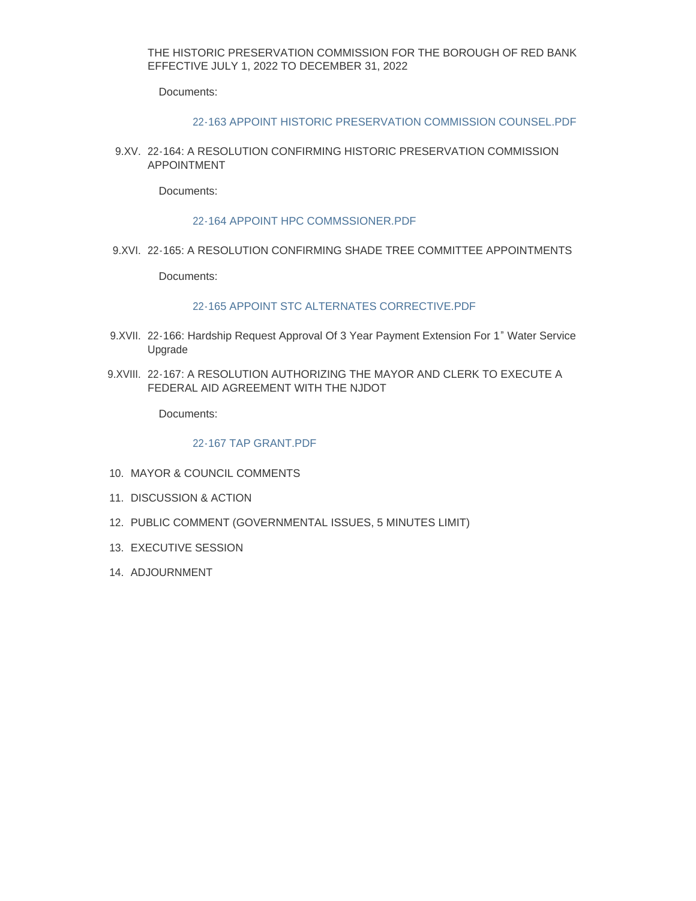THE HISTORIC PRESERVATION COMMISSION FOR THE BOROUGH OF RED BANK EFFECTIVE JULY 1, 2022 TO DECEMBER 31, 2022

Documents:

22-163 APPOINT HISTORIC PRESERVATION COMMISSION COUNSEL.PDF

9.XV. 22-164: A RESOLUTION CONFIRMING HISTORIC PRESERVATION COMMISSION APPOINTMENT

Documents:

22-164 APPOINT HPC COMMSSIONER.PDF

9.XVI. 22-165: A RESOLUTION CONFIRMING SHADE TREE COMMITTEE APPOINTMENTS

Documents:

22-165 APPOINT STC ALTERNATES CORRECTIVE.PDF

9.XVII. 22-166: Hardship Request Approval Of 3 Year Payment Extension For 1" Water Service Upgrade

9.XVIII. 22-167: A RESOLUTION AUTHORIZING THE MAYOR AND CLERK TO EXECUTE A FEDERAL AID AGREEMENT WITH THE NJDOT

Documents:

22-167 TAP GRANT.PDF

10. MAYOR & COUNCIL COMMENTS
11. DISCUSSION & ACTION
12. PUBLIC COMMENT (GOVERNMENTAL ISSUES, 5 MINUTES LIMIT)
13. EXECUTIVE SESSION
14. ADJOURNMENT